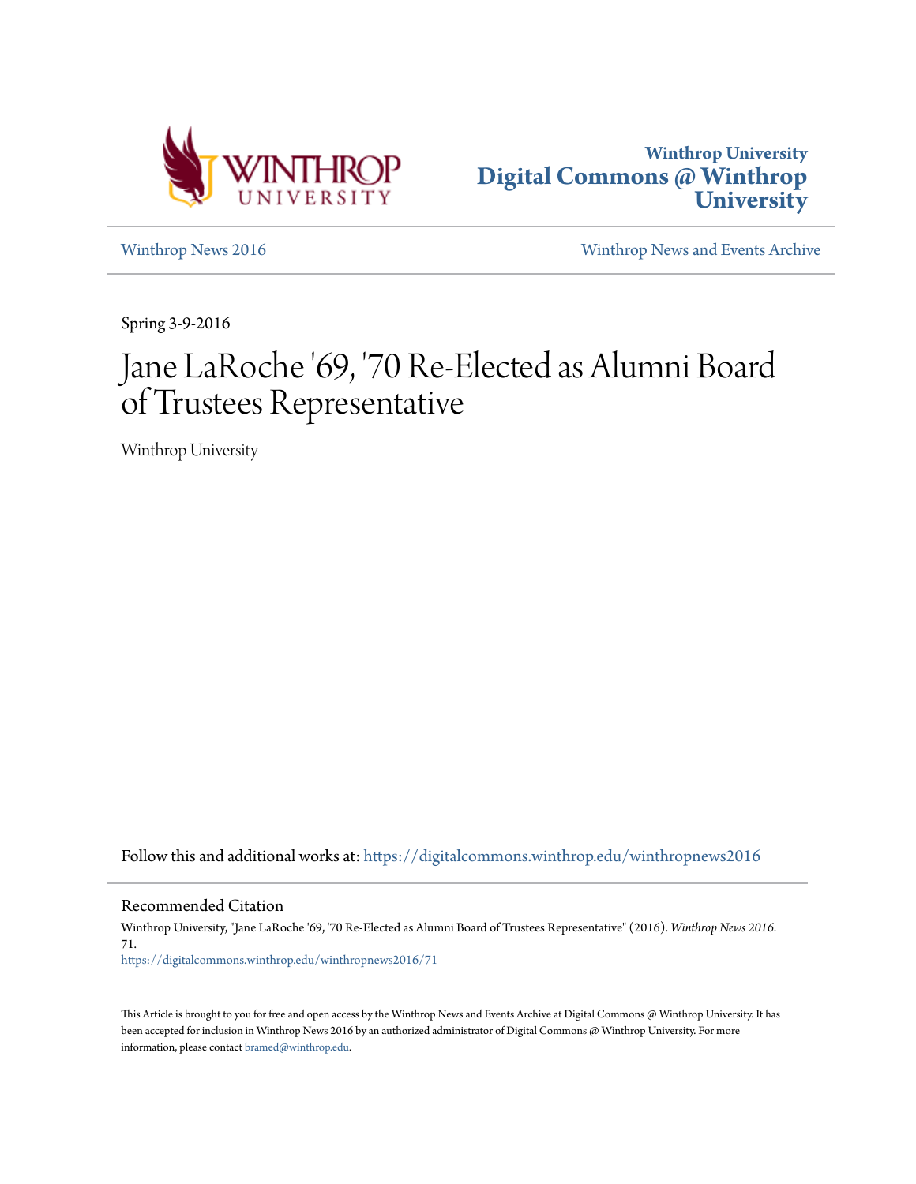Winthrop University
**Digital Commons @ Winthrop University**

Winthrop News 2016

Winthrop News and Events Archive

Spring 3-9-2016

# Jane LaRoche '69, '70 Re-Elected as Alumni Board of Trustees Representative

Winthrop University

Follow this and additional works at: https://digitalcommons.winthrop.edu/winthropnews2016

## Recommended Citation

Winthrop University, "Jane LaRoche '69, '70 Re-Elected as Alumni Board of Trustees Representative" (2016). *Winthrop News 2016*. 71.
https://digitalcommons.winthrop.edu/winthropnews2016/71

This Article is brought to you for free and open access by the Winthrop News and Events Archive at Digital Commons @ Winthrop University. It has been accepted for inclusion in Winthrop News 2016 by an authorized administrator of Digital Commons @ Winthrop University. For more information, please contact bramed@winthrop.edu.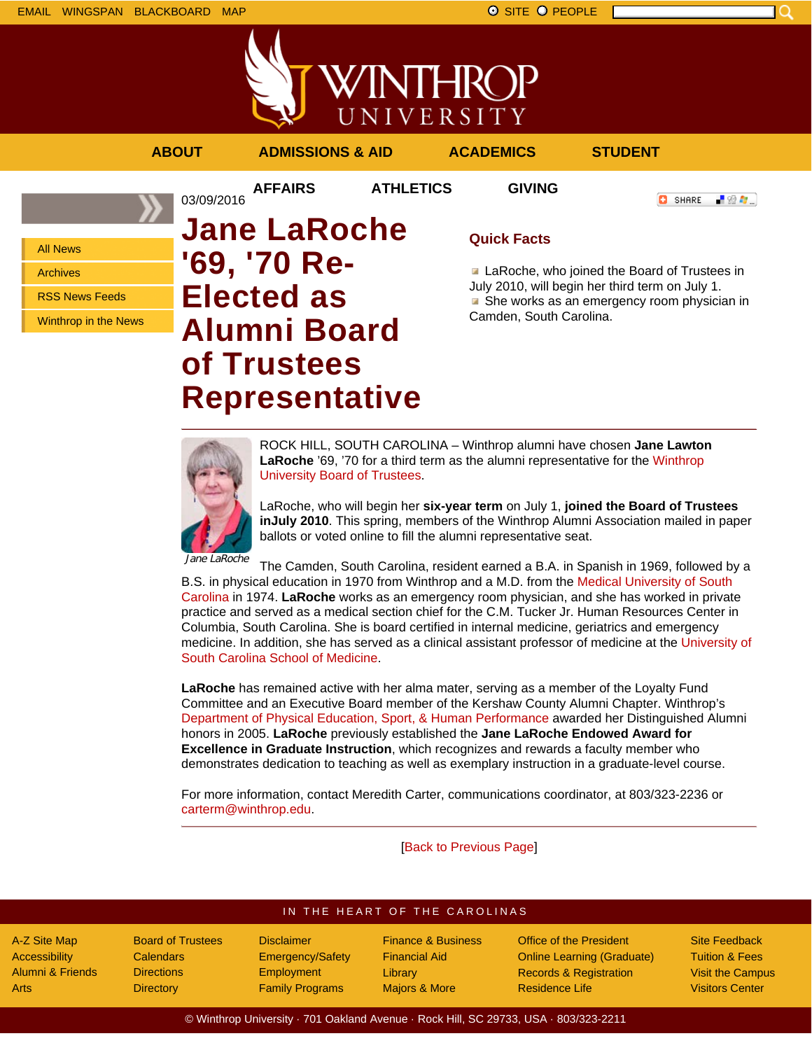EMAIL WINGSPAN BLACKBOARD MAP

SITE PEOPLE

WINTHROP UNIVERSITY

ABOUT ADMISSIONS & AID ACADEMICS STUDENT AFFAIRS ATHLETICS GIVING

- All News
- Archives
- RSS News Feeds
- Winthrop in the News

03/09/2016

# Jane LaRoche '69, '70 Re-Elected as Alumni Board of Trustees Representative

### Quick Facts

- LaRoche, who joined the Board of Trustees in July 2010, will begin her third term on July 1.
- She works as an emergency room physician in Camden, South Carolina.

*Jane LaRoche*

ROCK HILL, SOUTH CAROLINA – Winthrop alumni have chosen **Jane Lawton LaRoche** '69, '70 for a third term as the alumni representative for the Winthrop University Board of Trustees.

LaRoche, who will begin her **six-year term** on July 1, **joined the Board of Trustees inJuly 2010**. This spring, members of the Winthrop Alumni Association mailed in paper ballots or voted online to fill the alumni representative seat.

The Camden, South Carolina, resident earned a B.A. in Spanish in 1969, followed by a B.S. in physical education in 1970 from Winthrop and a M.D. from the Medical University of South Carolina in 1974. **LaRoche** works as an emergency room physician, and she has worked in private practice and served as a medical section chief for the C.M. Tucker Jr. Human Resources Center in Columbia, South Carolina. She is board certified in internal medicine, geriatrics and emergency medicine. In addition, she has served as a clinical assistant professor of medicine at the University of South Carolina School of Medicine.

**LaRoche** has remained active with her alma mater, serving as a member of the Loyalty Fund Committee and an Executive Board member of the Kershaw County Alumni Chapter. Winthrop's Department of Physical Education, Sport, & Human Performance awarded her Distinguished Alumni honors in 2005. **LaRoche** previously established the **Jane LaRoche Endowed Award for Excellence in Graduate Instruction**, which recognizes and rewards a faculty member who demonstrates dedication to teaching as well as exemplary instruction in a graduate-level course.

For more information, contact Meredith Carter, communications coordinator, at 803/323-2236 or carterm@winthrop.edu.

[Back to Previous Page]

IN THE HEART OF THE CAROLINAS

| | | | | | |
|---|---|---|---|---|---|
| A-Z Site Map | Board of Trustees | Disclaimer | Finance & Business | Office of the President | Site Feedback |
| Accessibility | Calendars | Emergency/Safety | Financial Aid | Online Learning (Graduate) | Tuition & Fees |
| Alumni & Friends | Directions | Employment | Library | Records & Registration | Visit the Campus |
| Arts | Directory | Family Programs | Majors & More | Residence Life | Visitors Center |

© Winthrop University · 701 Oakland Avenue · Rock Hill, SC 29733, USA · 803/323-2211